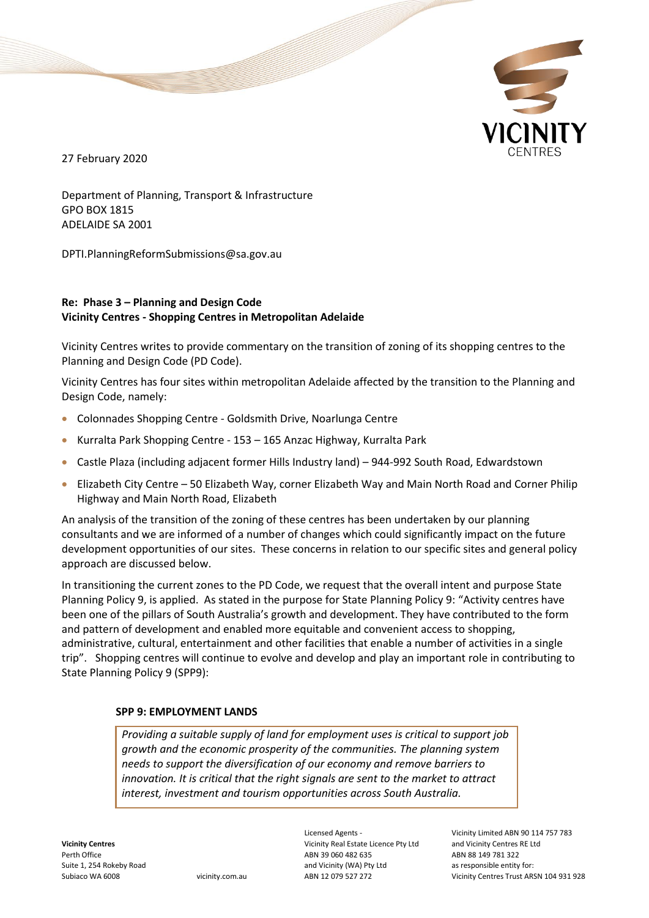27 February 2020

Department of Planning, Transport & Infrastructure
GPO BOX 1815
ADELAIDE SA 2001

DPTI.PlanningReformSubmissions@sa.gov.au

**Re: Phase 3 – Planning and Design Code**
**Vicinity Centres - Shopping Centres in Metropolitan Adelaide**

Vicinity Centres writes to provide commentary on the transition of zoning of its shopping centres to the Planning and Design Code (PD Code).

Vicinity Centres has four sites within metropolitan Adelaide affected by the transition to the Planning and Design Code, namely:

- Colonnades Shopping Centre - Goldsmith Drive, Noarlunga Centre
- Kurralta Park Shopping Centre - 153 – 165 Anzac Highway, Kurralta Park
- Castle Plaza (including adjacent former Hills Industry land) – 944-992 South Road, Edwardstown
- Elizabeth City Centre – 50 Elizabeth Way, corner Elizabeth Way and Main North Road and Corner Philip Highway and Main North Road, Elizabeth

An analysis of the transition of the zoning of these centres has been undertaken by our planning consultants and we are informed of a number of changes which could significantly impact on the future development opportunities of our sites. These concerns in relation to our specific sites and general policy approach are discussed below.

In transitioning the current zones to the PD Code, we request that the overall intent and purpose State Planning Policy 9, is applied. As stated in the purpose for State Planning Policy 9: "Activity centres have been one of the pillars of South Australia's growth and development. They have contributed to the form and pattern of development and enabled more equitable and convenient access to shopping, administrative, cultural, entertainment and other facilities that enable a number of activities in a single trip". Shopping centres will continue to evolve and develop and play an important role in contributing to State Planning Policy 9 (SPP9):

**SPP 9: EMPLOYMENT LANDS**

> *Providing a suitable supply of land for employment uses is critical to support job growth and the economic prosperity of the communities. The planning system needs to support the diversification of our economy and remove barriers to innovation. It is critical that the right signals are sent to the market to attract interest, investment and tourism opportunities across South Australia.*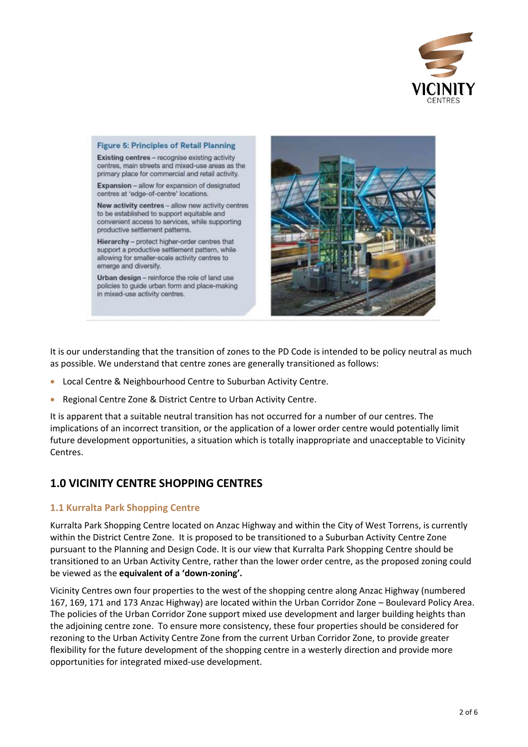**Figure 5: Principles of Retail Planning**

**Existing centres** – recognise existing activity centres, main streets and mixed-use areas as the primary place for commercial and retail activity.

**Expansion** – allow for expansion of designated centres at 'edge-of-centre' locations.

**New activity centres** – allow new activity centres to be established to support equitable and convenient access to services, while supporting productive settlement patterns.

**Hierarchy** – protect higher-order centres that support a productive settlement pattern, while allowing for smaller-scale activity centres to emerge and diversify.

**Urban design** – reinforce the role of land use policies to guide urban form and place-making in mixed-use activity centres.

It is our understanding that the transition of zones to the PD Code is intended to be policy neutral as much as possible. We understand that centre zones are generally transitioned as follows:

- Local Centre & Neighbourhood Centre to Suburban Activity Centre.
- Regional Centre Zone & District Centre to Urban Activity Centre.

It is apparent that a suitable neutral transition has not occurred for a number of our centres. The implications of an incorrect transition, or the application of a lower order centre would potentially limit future development opportunities, a situation which is totally inappropriate and unacceptable to Vicinity Centres.

## 1.0 VICINITY CENTRE SHOPPING CENTRES

### 1.1 Kurralta Park Shopping Centre

Kurralta Park Shopping Centre located on Anzac Highway and within the City of West Torrens, is currently within the District Centre Zone. It is proposed to be transitioned to a Suburban Activity Centre Zone pursuant to the Planning and Design Code. It is our view that Kurralta Park Shopping Centre should be transitioned to an Urban Activity Centre, rather than the lower order centre, as the proposed zoning could be viewed as the **equivalent of a 'down-zoning'.**

Vicinity Centres own four properties to the west of the shopping centre along Anzac Highway (numbered 167, 169, 171 and 173 Anzac Highway) are located within the Urban Corridor Zone – Boulevard Policy Area. The policies of the Urban Corridor Zone support mixed use development and larger building heights than the adjoining centre zone. To ensure more consistency, these four properties should be considered for rezoning to the Urban Activity Centre Zone from the current Urban Corridor Zone, to provide greater flexibility for the future development of the shopping centre in a westerly direction and provide more opportunities for integrated mixed-use development.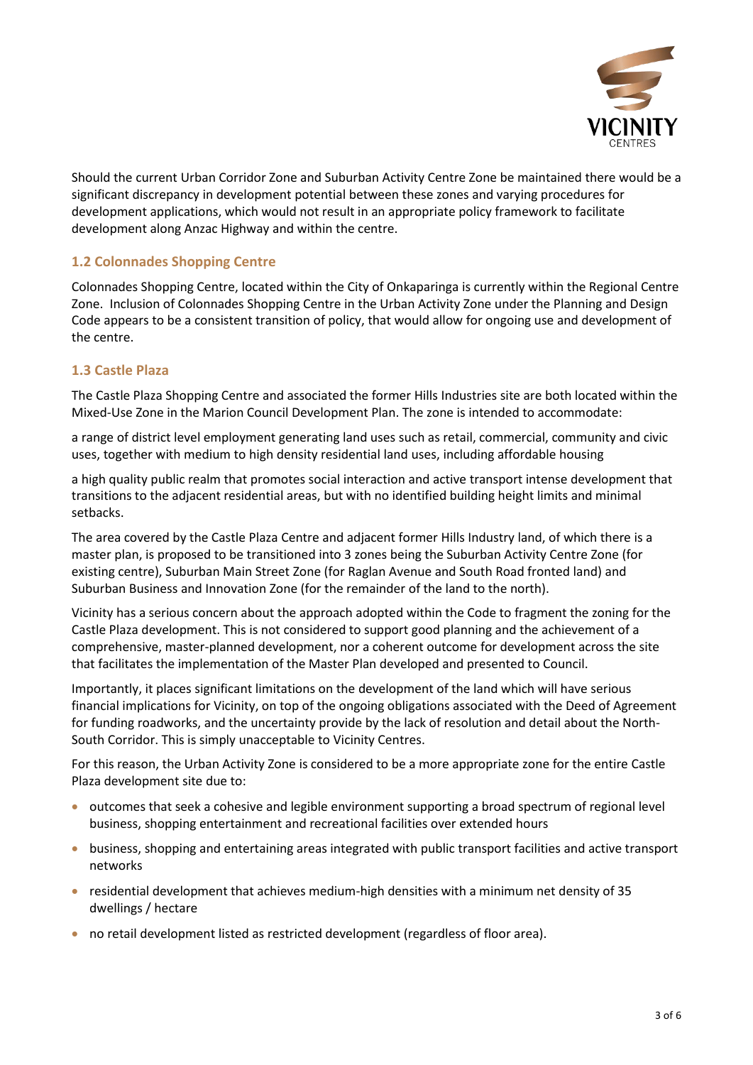Should the current Urban Corridor Zone and Suburban Activity Centre Zone be maintained there would be a significant discrepancy in development potential between these zones and varying procedures for development applications, which would not result in an appropriate policy framework to facilitate development along Anzac Highway and within the centre.

### 1.2 Colonnades Shopping Centre

Colonnades Shopping Centre, located within the City of Onkaparinga is currently within the Regional Centre Zone. Inclusion of Colonnades Shopping Centre in the Urban Activity Zone under the Planning and Design Code appears to be a consistent transition of policy, that would allow for ongoing use and development of the centre.

### 1.3 Castle Plaza

The Castle Plaza Shopping Centre and associated the former Hills Industries site are both located within the Mixed-Use Zone in the Marion Council Development Plan. The zone is intended to accommodate:

a range of district level employment generating land uses such as retail, commercial, community and civic uses, together with medium to high density residential land uses, including affordable housing

a high quality public realm that promotes social interaction and active transport intense development that transitions to the adjacent residential areas, but with no identified building height limits and minimal setbacks.

The area covered by the Castle Plaza Centre and adjacent former Hills Industry land, of which there is a master plan, is proposed to be transitioned into 3 zones being the Suburban Activity Centre Zone (for existing centre), Suburban Main Street Zone (for Raglan Avenue and South Road fronted land) and Suburban Business and Innovation Zone (for the remainder of the land to the north).

Vicinity has a serious concern about the approach adopted within the Code to fragment the zoning for the Castle Plaza development. This is not considered to support good planning and the achievement of a comprehensive, master-planned development, nor a coherent outcome for development across the site that facilitates the implementation of the Master Plan developed and presented to Council.

Importantly, it places significant limitations on the development of the land which will have serious financial implications for Vicinity, on top of the ongoing obligations associated with the Deed of Agreement for funding roadworks, and the uncertainty provide by the lack of resolution and detail about the North-South Corridor. This is simply unacceptable to Vicinity Centres.

For this reason, the Urban Activity Zone is considered to be a more appropriate zone for the entire Castle Plaza development site due to:

- outcomes that seek a cohesive and legible environment supporting a broad spectrum of regional level business, shopping entertainment and recreational facilities over extended hours
- business, shopping and entertaining areas integrated with public transport facilities and active transport networks
- residential development that achieves medium-high densities with a minimum net density of 35 dwellings / hectare
- no retail development listed as restricted development (regardless of floor area).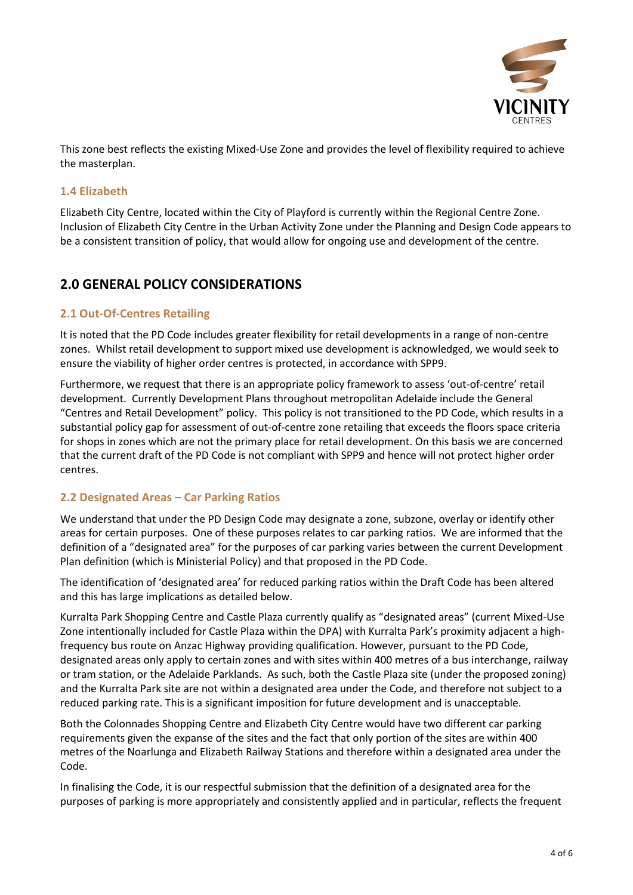This zone best reflects the existing Mixed-Use Zone and provides the level of flexibility required to achieve the masterplan.

### 1.4 Elizabeth

Elizabeth City Centre, located within the City of Playford is currently within the Regional Centre Zone. Inclusion of Elizabeth City Centre in the Urban Activity Zone under the Planning and Design Code appears to be a consistent transition of policy, that would allow for ongoing use and development of the centre.

## 2.0 GENERAL POLICY CONSIDERATIONS

### 2.1 Out-Of-Centres Retailing

It is noted that the PD Code includes greater flexibility for retail developments in a range of non-centre zones. Whilst retail development to support mixed use development is acknowledged, we would seek to ensure the viability of higher order centres is protected, in accordance with SPP9.

Furthermore, we request that there is an appropriate policy framework to assess 'out-of-centre' retail development. Currently Development Plans throughout metropolitan Adelaide include the General "Centres and Retail Development" policy. This policy is not transitioned to the PD Code, which results in a substantial policy gap for assessment of out-of-centre zone retailing that exceeds the floors space criteria for shops in zones which are not the primary place for retail development. On this basis we are concerned that the current draft of the PD Code is not compliant with SPP9 and hence will not protect higher order centres.

### 2.2 Designated Areas – Car Parking Ratios

We understand that under the PD Design Code may designate a zone, subzone, overlay or identify other areas for certain purposes. One of these purposes relates to car parking ratios. We are informed that the definition of a "designated area" for the purposes of car parking varies between the current Development Plan definition (which is Ministerial Policy) and that proposed in the PD Code.

The identification of 'designated area' for reduced parking ratios within the Draft Code has been altered and this has large implications as detailed below.

Kurralta Park Shopping Centre and Castle Plaza currently qualify as "designated areas" (current Mixed-Use Zone intentionally included for Castle Plaza within the DPA) with Kurralta Park's proximity adjacent a high-frequency bus route on Anzac Highway providing qualification. However, pursuant to the PD Code, designated areas only apply to certain zones and with sites within 400 metres of a bus interchange, railway or tram station, or the Adelaide Parklands. As such, both the Castle Plaza site (under the proposed zoning) and the Kurralta Park site are not within a designated area under the Code, and therefore not subject to a reduced parking rate. This is a significant imposition for future development and is unacceptable.

Both the Colonnades Shopping Centre and Elizabeth City Centre would have two different car parking requirements given the expanse of the sites and the fact that only portion of the sites are within 400 metres of the Noarlunga and Elizabeth Railway Stations and therefore within a designated area under the Code.

In finalising the Code, it is our respectful submission that the definition of a designated area for the purposes of parking is more appropriately and consistently applied and in particular, reflects the frequent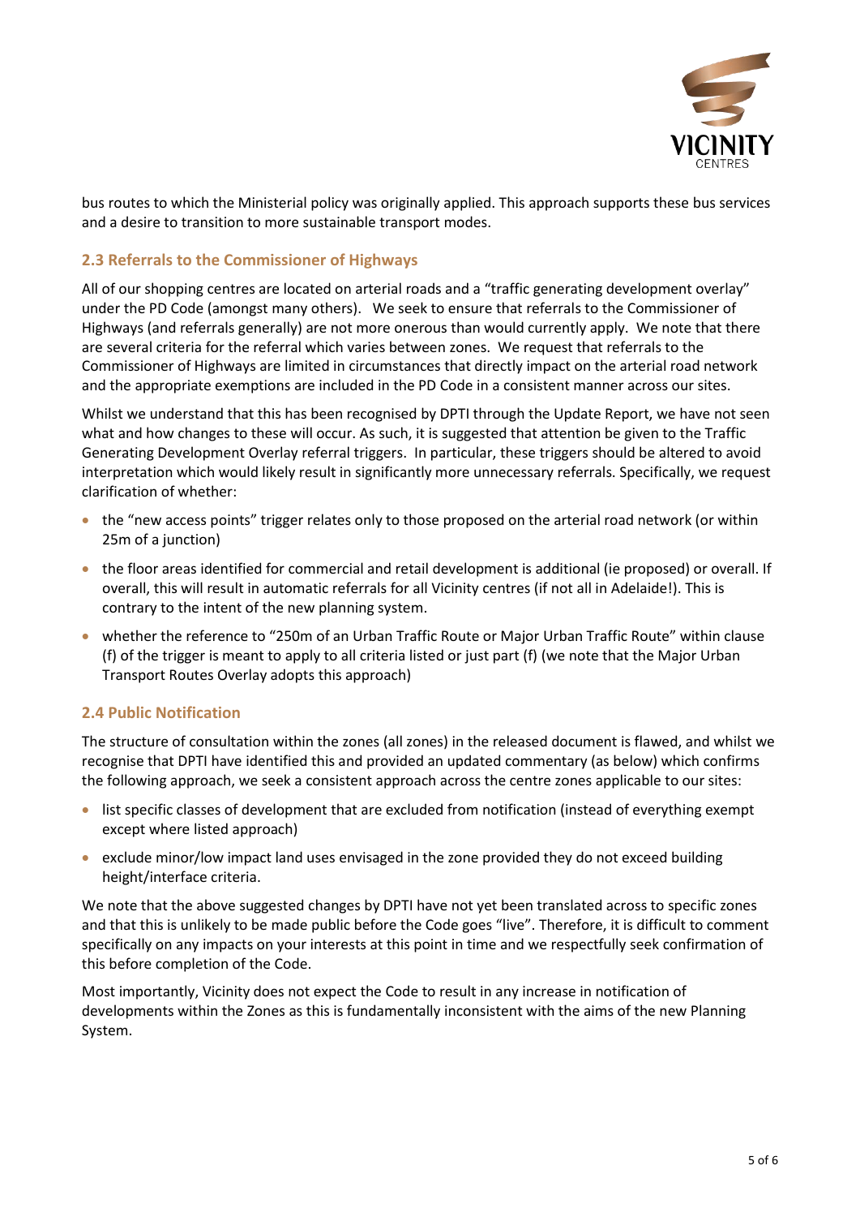bus routes to which the Ministerial policy was originally applied. This approach supports these bus services and a desire to transition to more sustainable transport modes.

### 2.3 Referrals to the Commissioner of Highways

All of our shopping centres are located on arterial roads and a "traffic generating development overlay" under the PD Code (amongst many others). We seek to ensure that referrals to the Commissioner of Highways (and referrals generally) are not more onerous than would currently apply. We note that there are several criteria for the referral which varies between zones. We request that referrals to the Commissioner of Highways are limited in circumstances that directly impact on the arterial road network and the appropriate exemptions are included in the PD Code in a consistent manner across our sites.

Whilst we understand that this has been recognised by DPTI through the Update Report, we have not seen what and how changes to these will occur. As such, it is suggested that attention be given to the Traffic Generating Development Overlay referral triggers. In particular, these triggers should be altered to avoid interpretation which would likely result in significantly more unnecessary referrals. Specifically, we request clarification of whether:

- the "new access points" trigger relates only to those proposed on the arterial road network (or within 25m of a junction)
- the floor areas identified for commercial and retail development is additional (ie proposed) or overall. If overall, this will result in automatic referrals for all Vicinity centres (if not all in Adelaide!). This is contrary to the intent of the new planning system.
- whether the reference to "250m of an Urban Traffic Route or Major Urban Traffic Route" within clause (f) of the trigger is meant to apply to all criteria listed or just part (f) (we note that the Major Urban Transport Routes Overlay adopts this approach)

### 2.4 Public Notification

The structure of consultation within the zones (all zones) in the released document is flawed, and whilst we recognise that DPTI have identified this and provided an updated commentary (as below) which confirms the following approach, we seek a consistent approach across the centre zones applicable to our sites:

- list specific classes of development that are excluded from notification (instead of everything exempt except where listed approach)
- exclude minor/low impact land uses envisaged in the zone provided they do not exceed building height/interface criteria.

We note that the above suggested changes by DPTI have not yet been translated across to specific zones and that this is unlikely to be made public before the Code goes "live". Therefore, it is difficult to comment specifically on any impacts on your interests at this point in time and we respectfully seek confirmation of this before completion of the Code.

Most importantly, Vicinity does not expect the Code to result in any increase in notification of developments within the Zones as this is fundamentally inconsistent with the aims of the new Planning System.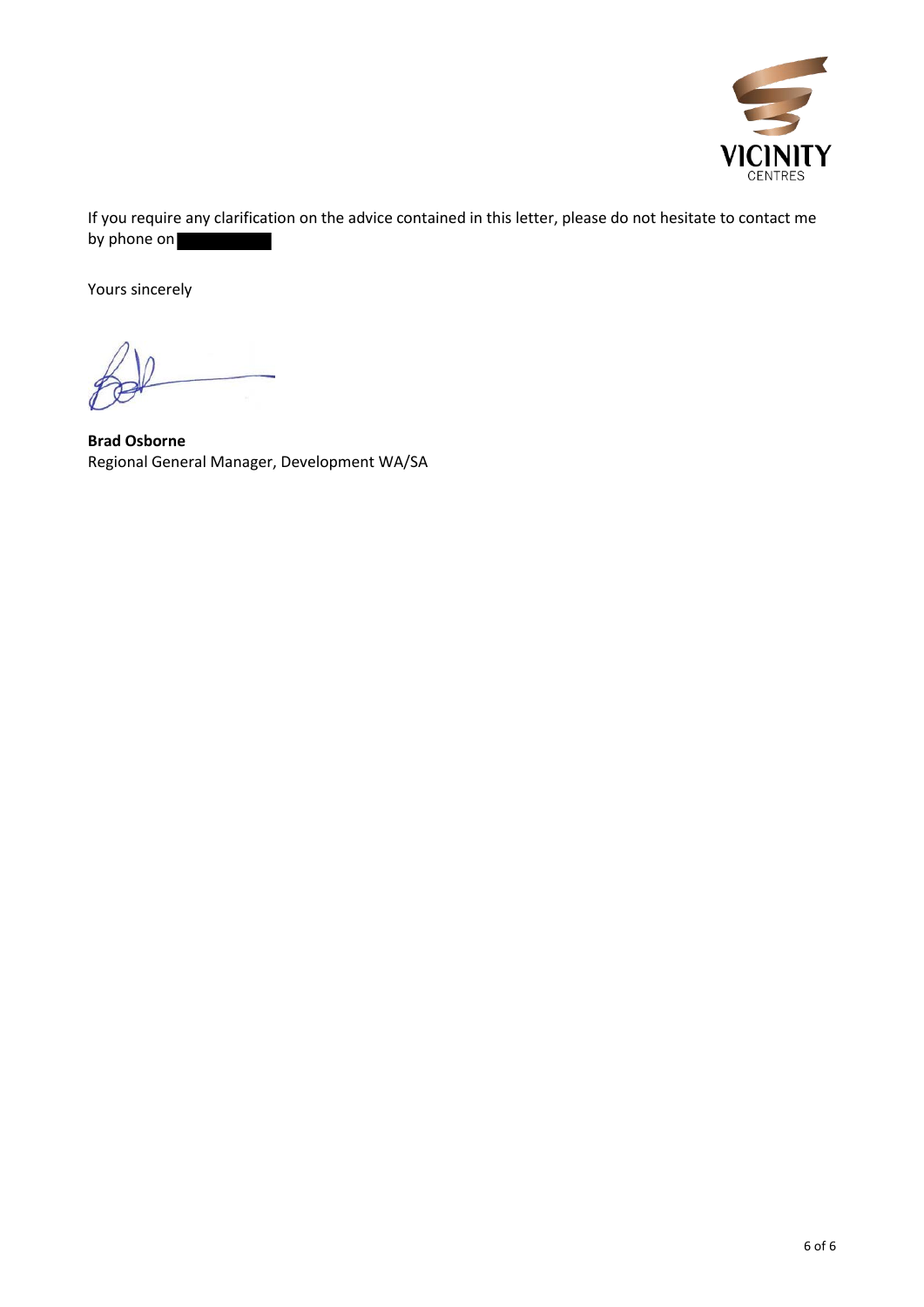If you require any clarification on the advice contained in this letter, please do not hesitate to contact me by phone on

Yours sincerely

**Brad Osborne**
Regional General Manager, Development WA/SA